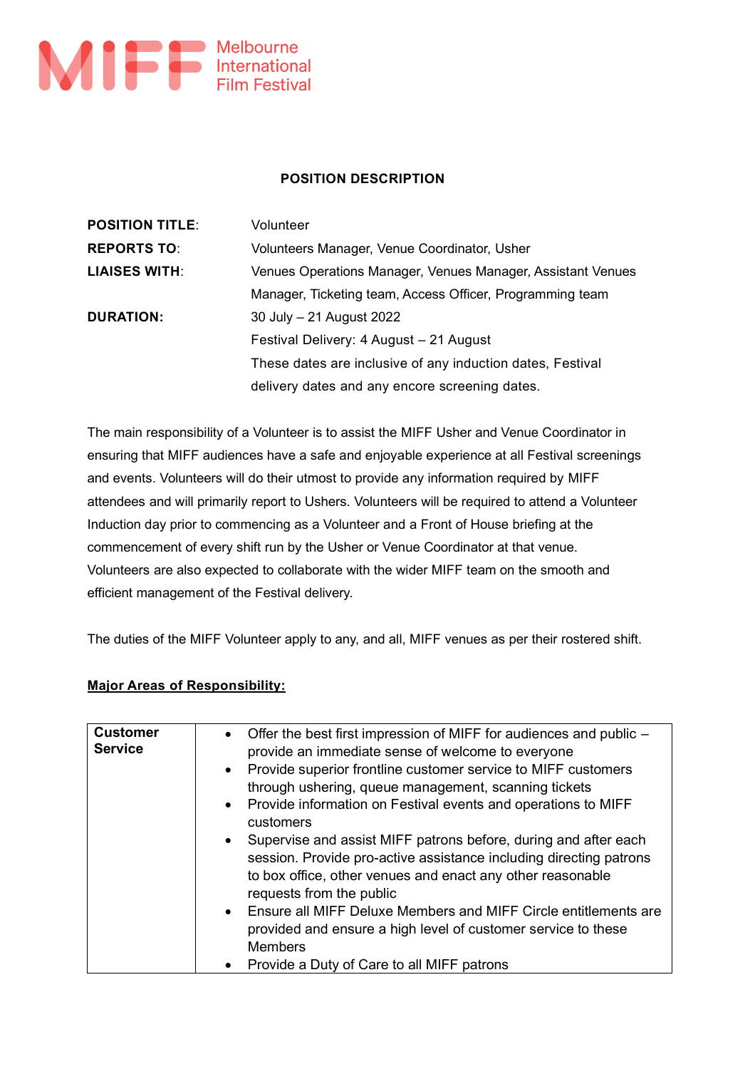Melbourne International Film Festival

# POSITION DESCRIPTION

| | |
|---|---|
| **POSITION TITLE**: | Volunteer |
| **REPORTS TO**: | Volunteers Manager, Venue Coordinator, Usher |
| **LIAISES WITH**: | Venues Operations Manager, Venues Manager, Assistant Venues Manager, Ticketing team, Access Officer, Programming team |
| **DURATION:** | 30 July – 21 August 2022<br>Festival Delivery: 4 August – 21 August<br>These dates are inclusive of any induction dates, Festival delivery dates and any encore screening dates. |

The main responsibility of a Volunteer is to assist the MIFF Usher and Venue Coordinator in ensuring that MIFF audiences have a safe and enjoyable experience at all Festival screenings and events. Volunteers will do their utmost to provide any information required by MIFF attendees and will primarily report to Ushers. Volunteers will be required to attend a Volunteer Induction day prior to commencing as a Volunteer and a Front of House briefing at the commencement of every shift run by the Usher or Venue Coordinator at that venue. Volunteers are also expected to collaborate with the wider MIFF team on the smooth and efficient management of the Festival delivery.

The duties of the MIFF Volunteer apply to any, and all, MIFF venues as per their rostered shift.

## Major Areas of Responsibility:

| | |
|---|---|
| **Customer Service** | • Offer the best first impression of MIFF for audiences and public – provide an immediate sense of welcome to everyone<br>• Provide superior frontline customer service to MIFF customers through ushering, queue management, scanning tickets<br>• Provide information on Festival events and operations to MIFF customers<br>• Supervise and assist MIFF patrons before, during and after each session. Provide pro-active assistance including directing patrons to box office, other venues and enact any other reasonable requests from the public<br>• Ensure all MIFF Deluxe Members and MIFF Circle entitlements are provided and ensure a high level of customer service to these Members<br>• Provide a Duty of Care to all MIFF patrons |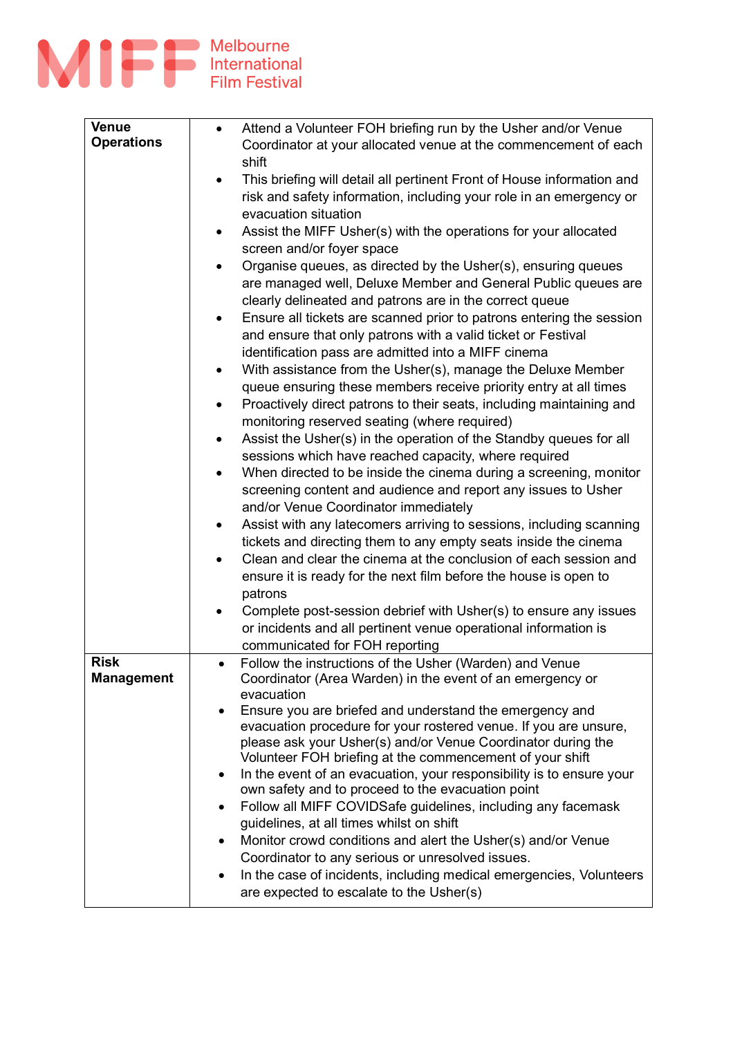| | |
|---|---|
| **Venue Operations** | • Attend a Volunteer FOH briefing run by the Usher and/or Venue Coordinator at your allocated venue at the commencement of each shift<br>• This briefing will detail all pertinent Front of House information and risk and safety information, including your role in an emergency or evacuation situation<br>• Assist the MIFF Usher(s) with the operations for your allocated screen and/or foyer space<br>• Organise queues, as directed by the Usher(s), ensuring queues are managed well, Deluxe Member and General Public queues are clearly delineated and patrons are in the correct queue<br>• Ensure all tickets are scanned prior to patrons entering the session and ensure that only patrons with a valid ticket or Festival identification pass are admitted into a MIFF cinema<br>• With assistance from the Usher(s), manage the Deluxe Member queue ensuring these members receive priority entry at all times<br>• Proactively direct patrons to their seats, including maintaining and monitoring reserved seating (where required)<br>• Assist the Usher(s) in the operation of the Standby queues for all sessions which have reached capacity, where required<br>• When directed to be inside the cinema during a screening, monitor screening content and audience and report any issues to Usher and/or Venue Coordinator immediately<br>• Assist with any latecomers arriving to sessions, including scanning tickets and directing them to any empty seats inside the cinema<br>• Clean and clear the cinema at the conclusion of each session and ensure it is ready for the next film before the house is open to patrons<br>• Complete post-session debrief with Usher(s) to ensure any issues or incidents and all pertinent venue operational information is communicated for FOH reporting |
| **Risk Management** | • Follow the instructions of the Usher (Warden) and Venue Coordinator (Area Warden) in the event of an emergency or evacuation<br>• Ensure you are briefed and understand the emergency and evacuation procedure for your rostered venue. If you are unsure, please ask your Usher(s) and/or Venue Coordinator during the Volunteer FOH briefing at the commencement of your shift<br>• In the event of an evacuation, your responsibility is to ensure your own safety and to proceed to the evacuation point<br>• Follow all MIFF COVIDSafe guidelines, including any facemask guidelines, at all times whilst on shift<br>• Monitor crowd conditions and alert the Usher(s) and/or Venue Coordinator to any serious or unresolved issues.<br>• In the case of incidents, including medical emergencies, Volunteers are expected to escalate to the Usher(s) |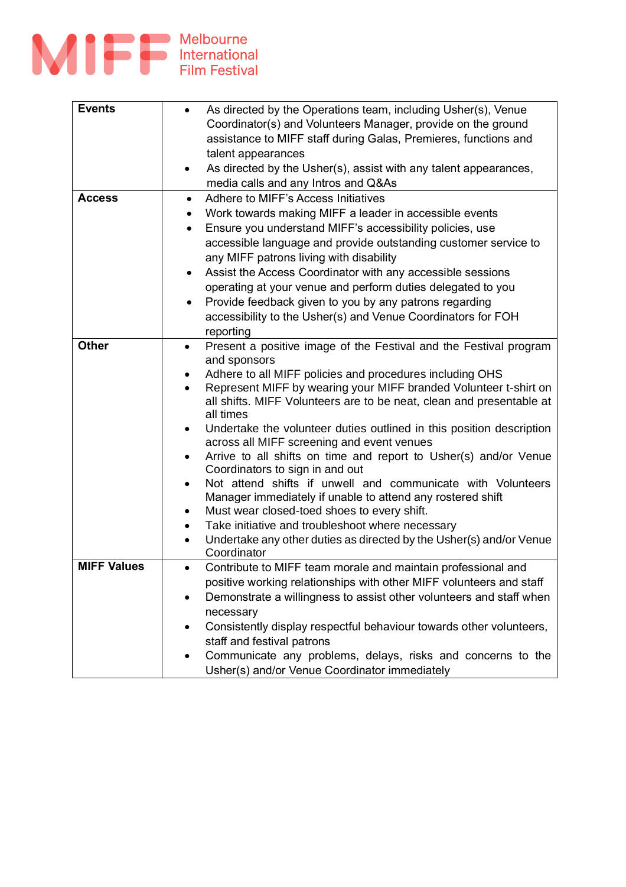| | |
|---|---|
| **Events** | • As directed by the Operations team, including Usher(s), Venue Coordinator(s) and Volunteers Manager, provide on the ground assistance to MIFF staff during Galas, Premieres, functions and talent appearances<br>• As directed by the Usher(s), assist with any talent appearances, media calls and any Intros and Q&As |
| **Access** | • Adhere to MIFF's Access Initiatives<br>• Work towards making MIFF a leader in accessible events<br>• Ensure you understand MIFF's accessibility policies, use accessible language and provide outstanding customer service to any MIFF patrons living with disability<br>• Assist the Access Coordinator with any accessible sessions operating at your venue and perform duties delegated to you<br>• Provide feedback given to you by any patrons regarding accessibility to the Usher(s) and Venue Coordinators for FOH reporting |
| **Other** | • Present a positive image of the Festival and the Festival program and sponsors<br>• Adhere to all MIFF policies and procedures including OHS<br>• Represent MIFF by wearing your MIFF branded Volunteer t-shirt on all shifts. MIFF Volunteers are to be neat, clean and presentable at all times<br>• Undertake the volunteer duties outlined in this position description across all MIFF screening and event venues<br>• Arrive to all shifts on time and report to Usher(s) and/or Venue Coordinators to sign in and out<br>• Not attend shifts if unwell and communicate with Volunteers Manager immediately if unable to attend any rostered shift<br>• Must wear closed-toed shoes to every shift.<br>• Take initiative and troubleshoot where necessary<br>• Undertake any other duties as directed by the Usher(s) and/or Venue Coordinator |
| **MIFF Values** | • Contribute to MIFF team morale and maintain professional and positive working relationships with other MIFF volunteers and staff<br>• Demonstrate a willingness to assist other volunteers and staff when necessary<br>• Consistently display respectful behaviour towards other volunteers, staff and festival patrons<br>• Communicate any problems, delays, risks and concerns to the Usher(s) and/or Venue Coordinator immediately |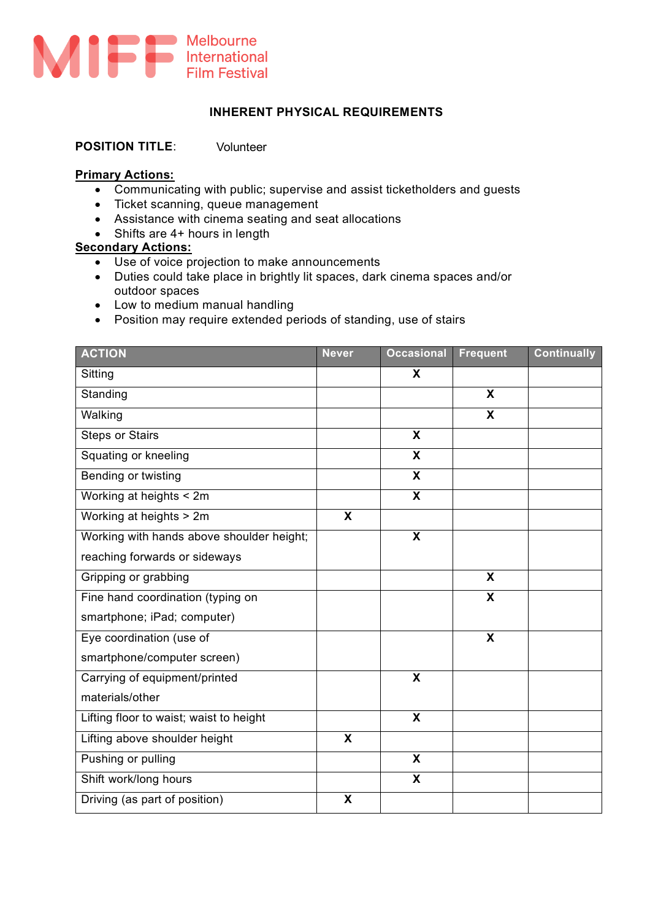Melbourne International Film Festival

**INHERENT PHYSICAL REQUIREMENTS**

**POSITION TITLE**: Volunteer

**Primary Actions:**

- Communicating with public; supervise and assist ticketholders and guests
- Ticket scanning, queue management
- Assistance with cinema seating and seat allocations
- Shifts are 4+ hours in length

**Secondary Actions:**

- Use of voice projection to make announcements
- Duties could take place in brightly lit spaces, dark cinema spaces and/or outdoor spaces
- Low to medium manual handling
- Position may require extended periods of standing, use of stairs

| ACTION | Never | Occasional | Frequent | Continually |
|---|---|---|---|---|
| Sitting | | X | | |
| Standing | | | X | |
| Walking | | | X | |
| Steps or Stairs | | X | | |
| Squating or kneeling | | X | | |
| Bending or twisting | | X | | |
| Working at heights < 2m | | X | | |
| Working at heights > 2m | X | | | |
| Working with hands above shoulder height; reaching forwards or sideways | | X | | |
| Gripping or grabbing | | | X | |
| Fine hand coordination (typing on smartphone; iPad; computer) | | | X | |
| Eye coordination (use of smartphone/computer screen) | | | X | |
| Carrying of equipment/printed materials/other | | X | | |
| Lifting floor to waist; waist to height | | X | | |
| Lifting above shoulder height | X | | | |
| Pushing or pulling | | X | | |
| Shift work/long hours | | X | | |
| Driving (as part of position) | X | | | |